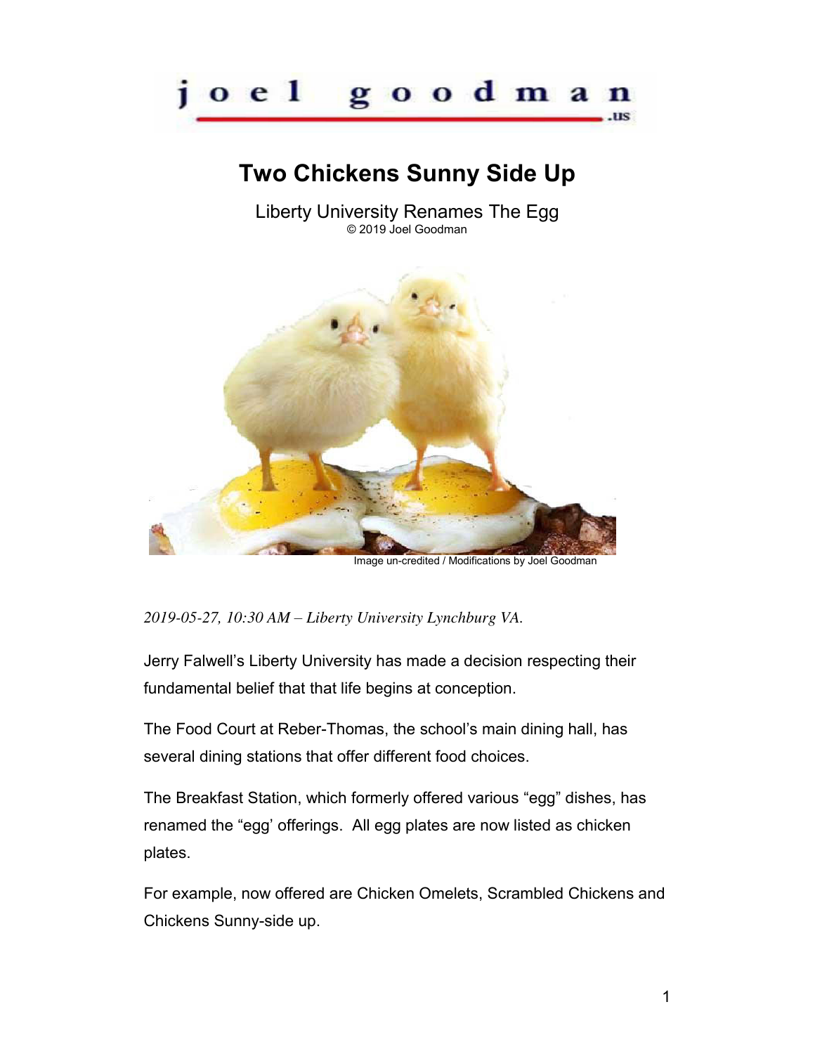joel goodman .us

# Two Chickens Sunny Side Up

Liberty University Renames The Egg

© 2019 Joel Goodman

Image un-credited / Modifications by Joel Goodman

*2019-05-27, 10:30 AM – Liberty University Lynchburg VA.*

Jerry Falwell's Liberty University has made a decision respecting their fundamental belief that that life begins at conception.

The Food Court at Reber-Thomas, the school's main dining hall, has several dining stations that offer different food choices.

The Breakfast Station, which formerly offered various "egg" dishes, has renamed the "egg' offerings. All egg plates are now listed as chicken plates.

For example, now offered are Chicken Omelets, Scrambled Chickens and Chickens Sunny-side up.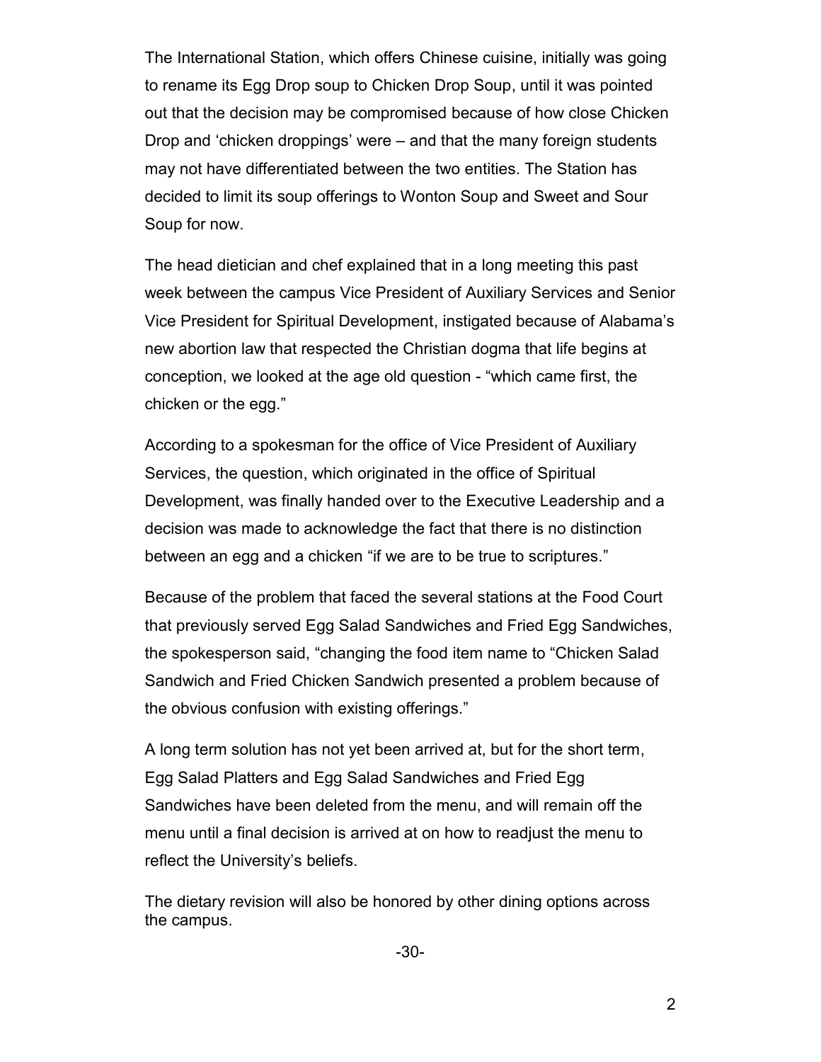The International Station, which offers Chinese cuisine, initially was going to rename its Egg Drop soup to Chicken Drop Soup, until it was pointed out that the decision may be compromised because of how close Chicken Drop and 'chicken droppings' were – and that the many foreign students may not have differentiated between the two entities. The Station has decided to limit its soup offerings to Wonton Soup and Sweet and Sour Soup for now.

The head dietician and chef explained that in a long meeting this past week between the campus Vice President of Auxiliary Services and Senior Vice President for Spiritual Development, instigated because of Alabama's new abortion law that respected the Christian dogma that life begins at conception, we looked at the age old question - "which came first, the chicken or the egg."

According to a spokesman for the office of Vice President of Auxiliary Services, the question, which originated in the office of Spiritual Development, was finally handed over to the Executive Leadership and a decision was made to acknowledge the fact that there is no distinction between an egg and a chicken "if we are to be true to scriptures."

Because of the problem that faced the several stations at the Food Court that previously served Egg Salad Sandwiches and Fried Egg Sandwiches, the spokesperson said, "changing the food item name to "Chicken Salad Sandwich and Fried Chicken Sandwich presented a problem because of the obvious confusion with existing offerings."

A long term solution has not yet been arrived at, but for the short term, Egg Salad Platters and Egg Salad Sandwiches and Fried Egg Sandwiches have been deleted from the menu, and will remain off the menu until a final decision is arrived at on how to readjust the menu to reflect the University's beliefs.

The dietary revision will also be honored by other dining options across the campus.

-30-